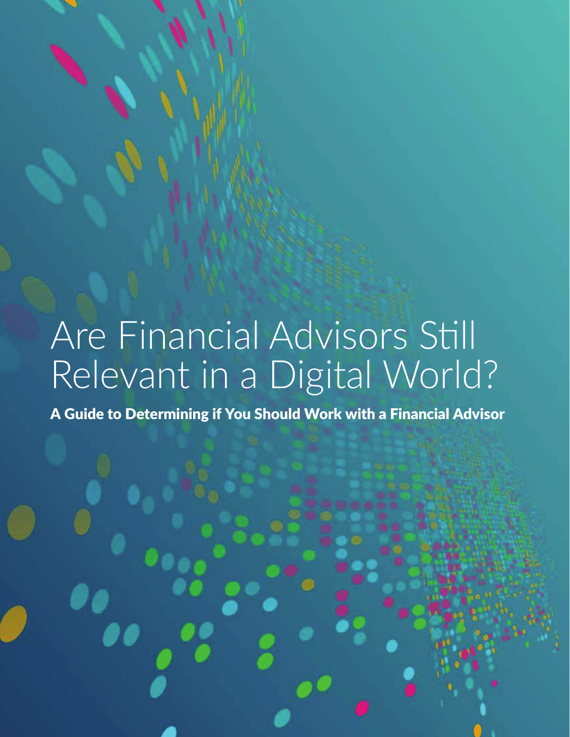# Are Financial Advisors Still Relevant in a Digital World?

**A Guide to Determining if You Should Work with a Financial Advisor**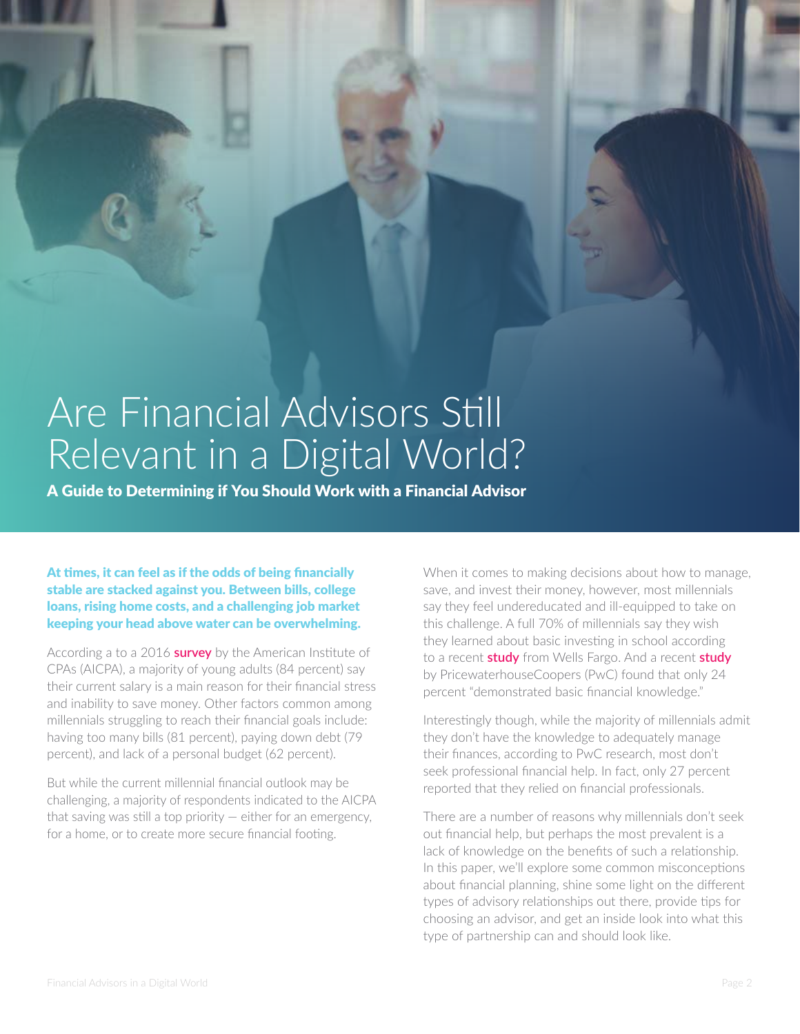# Are Financial Advisors Still Relevant in a Digital World?

## A Guide to Determining if You Should Work with a Financial Advisor

**At times, it can feel as if the odds of being financially stable are stacked against you. Between bills, college loans, rising home costs, and a challenging job market keeping your head above water can be overwhelming.**

According a to a 2016 **survey** by the American Institute of CPAs (AICPA), a majority of young adults (84 percent) say their current salary is a main reason for their financial stress and inability to save money. Other factors common among millennials struggling to reach their financial goals include: having too many bills (81 percent), paying down debt (79 percent), and lack of a personal budget (62 percent).

But while the current millennial financial outlook may be challenging, a majority of respondents indicated to the AICPA that saving was still a top priority — either for an emergency, for a home, or to create more secure financial footing.

When it comes to making decisions about how to manage, save, and invest their money, however, most millennials say they feel undereducated and ill-equipped to take on this challenge. A full 70% of millennials say they wish they learned about basic investing in school according to a recent **study** from Wells Fargo. And a recent **study** by PricewaterhouseCoopers (PwC) found that only 24 percent "demonstrated basic financial knowledge."

Interestingly though, while the majority of millennials admit they don't have the knowledge to adequately manage their finances, according to PwC research, most don't seek professional financial help. In fact, only 27 percent reported that they relied on financial professionals.

There are a number of reasons why millennials don't seek out financial help, but perhaps the most prevalent is a lack of knowledge on the benefits of such a relationship. In this paper, we'll explore some common misconceptions about financial planning, shine some light on the different types of advisory relationships out there, provide tips for choosing an advisor, and get an inside look into what this type of partnership can and should look like.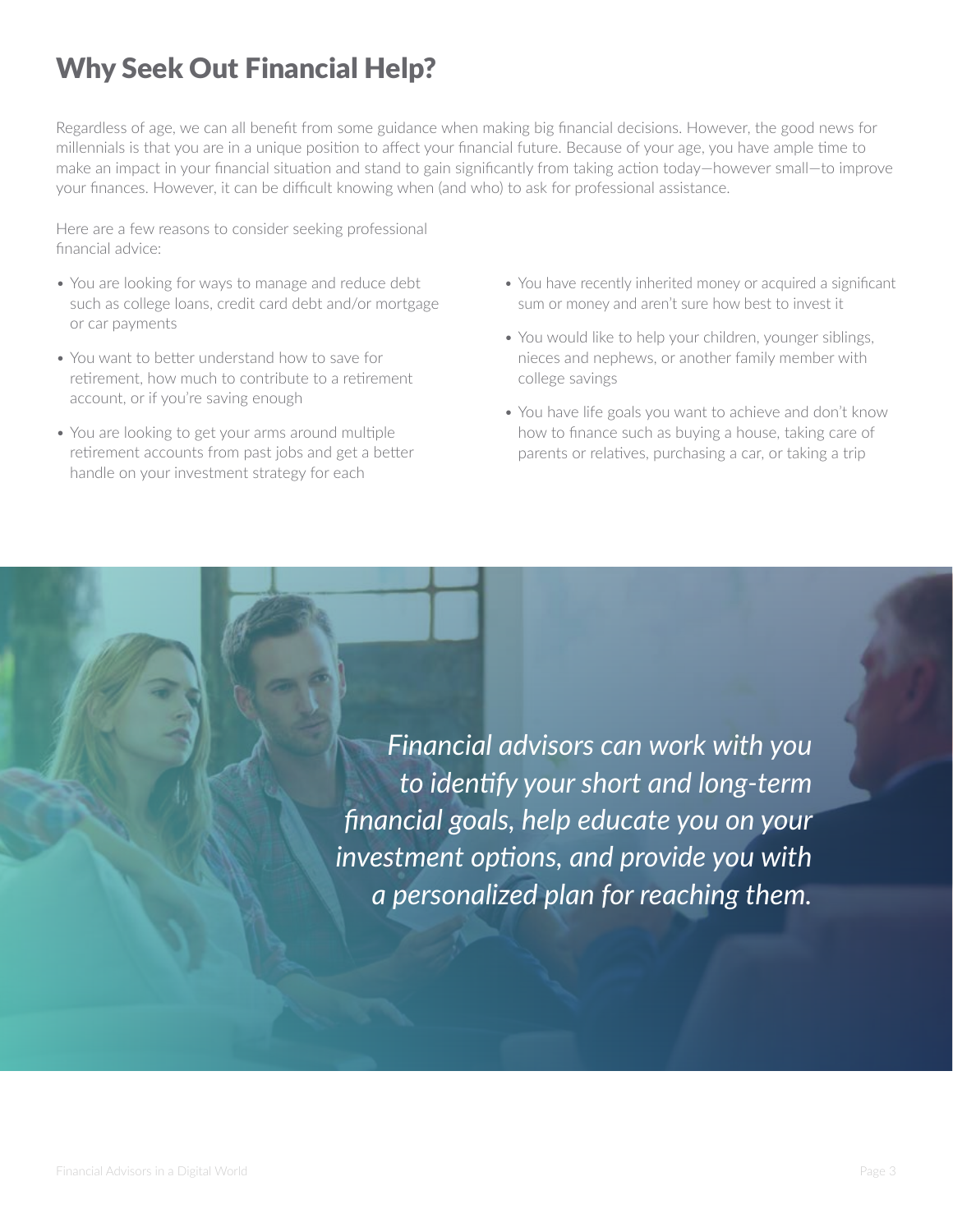# Why Seek Out Financial Help?

Regardless of age, we can all benefit from some guidance when making big financial decisions. However, the good news for millennials is that you are in a unique position to affect your financial future. Because of your age, you have ample time to make an impact in your financial situation and stand to gain significantly from taking action today—however small—to improve your finances. However, it can be difficult knowing when (and who) to ask for professional assistance.

Here are a few reasons to consider seeking professional financial advice:

- You are looking for ways to manage and reduce debt such as college loans, credit card debt and/or mortgage or car payments
- You want to better understand how to save for retirement, how much to contribute to a retirement account, or if you're saving enough
- You are looking to get your arms around multiple retirement accounts from past jobs and get a better handle on your investment strategy for each
- You have recently inherited money or acquired a significant sum or money and aren't sure how best to invest it
- You would like to help your children, younger siblings, nieces and nephews, or another family member with college savings
- You have life goals you want to achieve and don't know how to finance such as buying a house, taking care of parents or relatives, purchasing a car, or taking a trip

*Financial advisors can work with you to identify your short and long-term financial goals, help educate you on your investment options, and provide you with a personalized plan for reaching them.*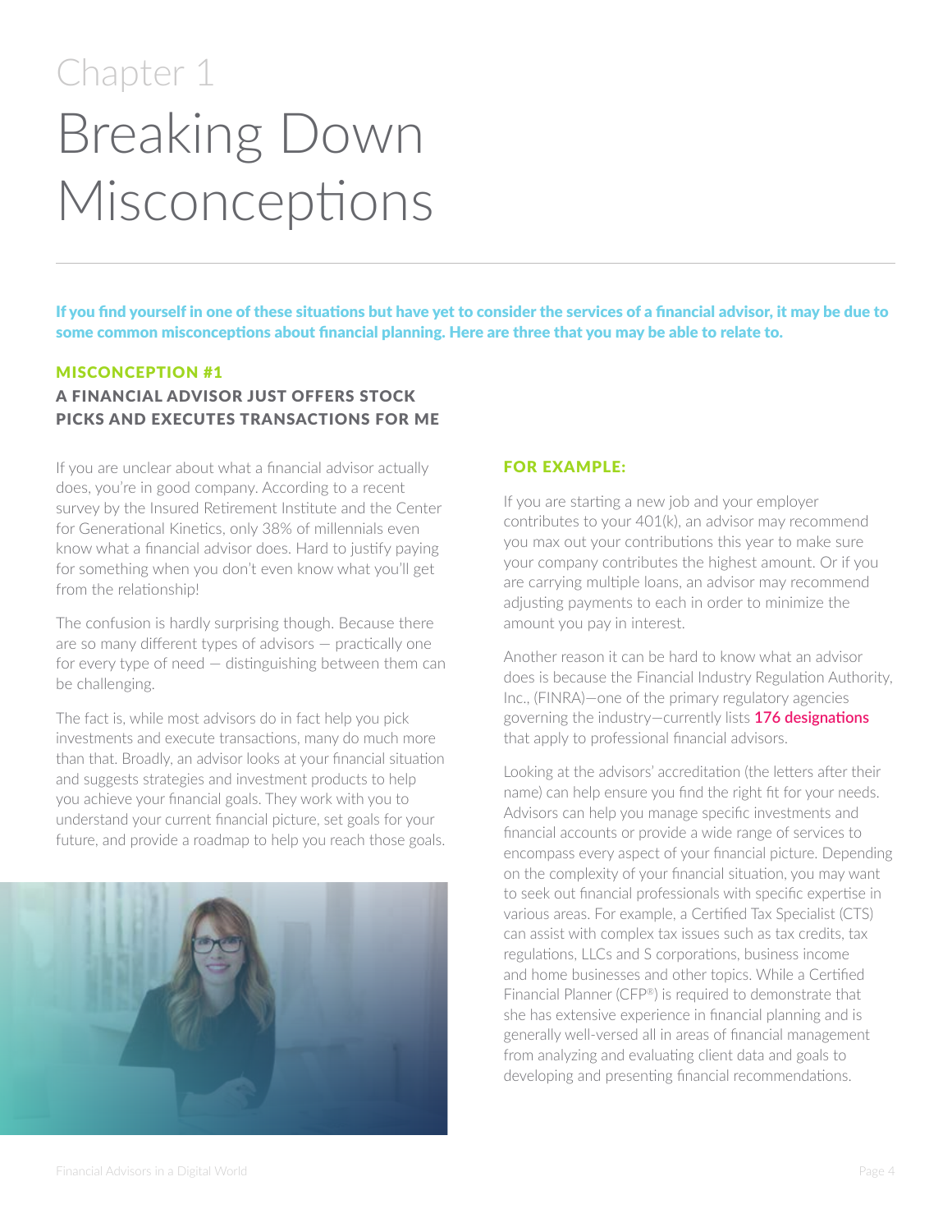Chapter 1

# Breaking Down Misconceptions

**If you find yourself in one of these situations but have yet to consider the services of a financial advisor, it may be due to some common misconceptions about financial planning. Here are three that you may be able to relate to.**

## MISCONCEPTION #1

### A FINANCIAL ADVISOR JUST OFFERS STOCK PICKS AND EXECUTES TRANSACTIONS FOR ME

If you are unclear about what a financial advisor actually does, you're in good company. According to a recent survey by the Insured Retirement Institute and the Center for Generational Kinetics, only 38% of millennials even know what a financial advisor does. Hard to justify paying for something when you don't even know what you'll get from the relationship!

The confusion is hardly surprising though. Because there are so many different types of advisors — practically one for every type of need — distinguishing between them can be challenging.

The fact is, while most advisors do in fact help you pick investments and execute transactions, many do much more than that. Broadly, an advisor looks at your financial situation and suggests strategies and investment products to help you achieve your financial goals. They work with you to understand your current financial picture, set goals for your future, and provide a roadmap to help you reach those goals.

#### FOR EXAMPLE:

If you are starting a new job and your employer contributes to your 401(k), an advisor may recommend you max out your contributions this year to make sure your company contributes the highest amount. Or if you are carrying multiple loans, an advisor may recommend adjusting payments to each in order to minimize the amount you pay in interest.

Another reason it can be hard to know what an advisor does is because the Financial Industry Regulation Authority, Inc., (FINRA)—one of the primary regulatory agencies governing the industry—currently lists **176 designations** that apply to professional financial advisors.

Looking at the advisors' accreditation (the letters after their name) can help ensure you find the right fit for your needs. Advisors can help you manage specific investments and financial accounts or provide a wide range of services to encompass every aspect of your financial picture. Depending on the complexity of your financial situation, you may want to seek out financial professionals with specific expertise in various areas. For example, a Certified Tax Specialist (CTS) can assist with complex tax issues such as tax credits, tax regulations, LLCs and S corporations, business income and home businesses and other topics. While a Certified Financial Planner (CFP®) is required to demonstrate that she has extensive experience in financial planning and is generally well-versed all in areas of financial management from analyzing and evaluating client data and goals to developing and presenting financial recommendations.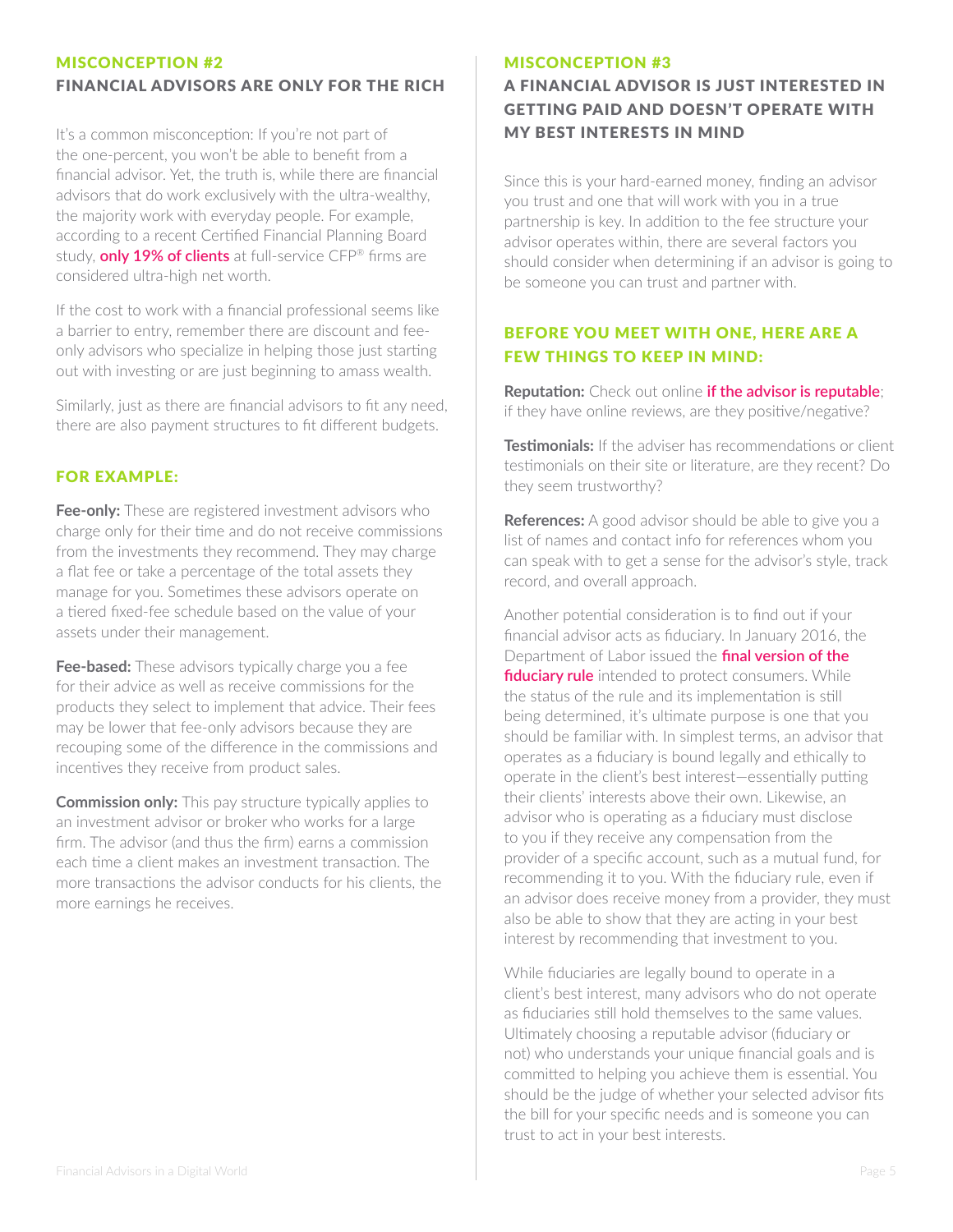## MISCONCEPTION #2

## FINANCIAL ADVISORS ARE ONLY FOR THE RICH

It's a common misconception: If you're not part of the one-percent, you won't be able to benefit from a financial advisor. Yet, the truth is, while there are financial advisors that do work exclusively with the ultra-wealthy, the majority work with everyday people. For example, according to a recent Certified Financial Planning Board study, **only 19% of clients** at full-service CFP® firms are considered ultra-high net worth.

If the cost to work with a financial professional seems like a barrier to entry, remember there are discount and fee-only advisors who specialize in helping those just starting out with investing or are just beginning to amass wealth.

Similarly, just as there are financial advisors to fit any need, there are also payment structures to fit different budgets.

### FOR EXAMPLE:

**Fee-only:** These are registered investment advisors who charge only for their time and do not receive commissions from the investments they recommend. They may charge a flat fee or take a percentage of the total assets they manage for you. Sometimes these advisors operate on a tiered fixed-fee schedule based on the value of your assets under their management.

**Fee-based:** These advisors typically charge you a fee for their advice as well as receive commissions for the products they select to implement that advice. Their fees may be lower that fee-only advisors because they are recouping some of the difference in the commissions and incentives they receive from product sales.

**Commission only:** This pay structure typically applies to an investment advisor or broker who works for a large firm. The advisor (and thus the firm) earns a commission each time a client makes an investment transaction. The more transactions the advisor conducts for his clients, the more earnings he receives.

## MISCONCEPTION #3

## A FINANCIAL ADVISOR IS JUST INTERESTED IN GETTING PAID AND DOESN'T OPERATE WITH MY BEST INTERESTS IN MIND

Since this is your hard-earned money, finding an advisor you trust and one that will work with you in a true partnership is key. In addition to the fee structure your advisor operates within, there are several factors you should consider when determining if an advisor is going to be someone you can trust and partner with.

### BEFORE YOU MEET WITH ONE, HERE ARE A FEW THINGS TO KEEP IN MIND:

**Reputation:** Check out online **if the advisor is reputable**; if they have online reviews, are they positive/negative?

**Testimonials:** If the adviser has recommendations or client testimonials on their site or literature, are they recent? Do they seem trustworthy?

**References:** A good advisor should be able to give you a list of names and contact info for references whom you can speak with to get a sense for the advisor's style, track record, and overall approach.

Another potential consideration is to find out if your financial advisor acts as fiduciary. In January 2016, the Department of Labor issued the **final version of the fiduciary rule** intended to protect consumers. While the status of the rule and its implementation is still being determined, it's ultimate purpose is one that you should be familiar with. In simplest terms, an advisor that operates as a fiduciary is bound legally and ethically to operate in the client's best interest—essentially putting their clients' interests above their own. Likewise, an advisor who is operating as a fiduciary must disclose to you if they receive any compensation from the provider of a specific account, such as a mutual fund, for recommending it to you. With the fiduciary rule, even if an advisor does receive money from a provider, they must also be able to show that they are acting in your best interest by recommending that investment to you.

While fiduciaries are legally bound to operate in a client's best interest, many advisors who do not operate as fiduciaries still hold themselves to the same values. Ultimately choosing a reputable advisor (fiduciary or not) who understands your unique financial goals and is committed to helping you achieve them is essential. You should be the judge of whether your selected advisor fits the bill for your specific needs and is someone you can trust to act in your best interests.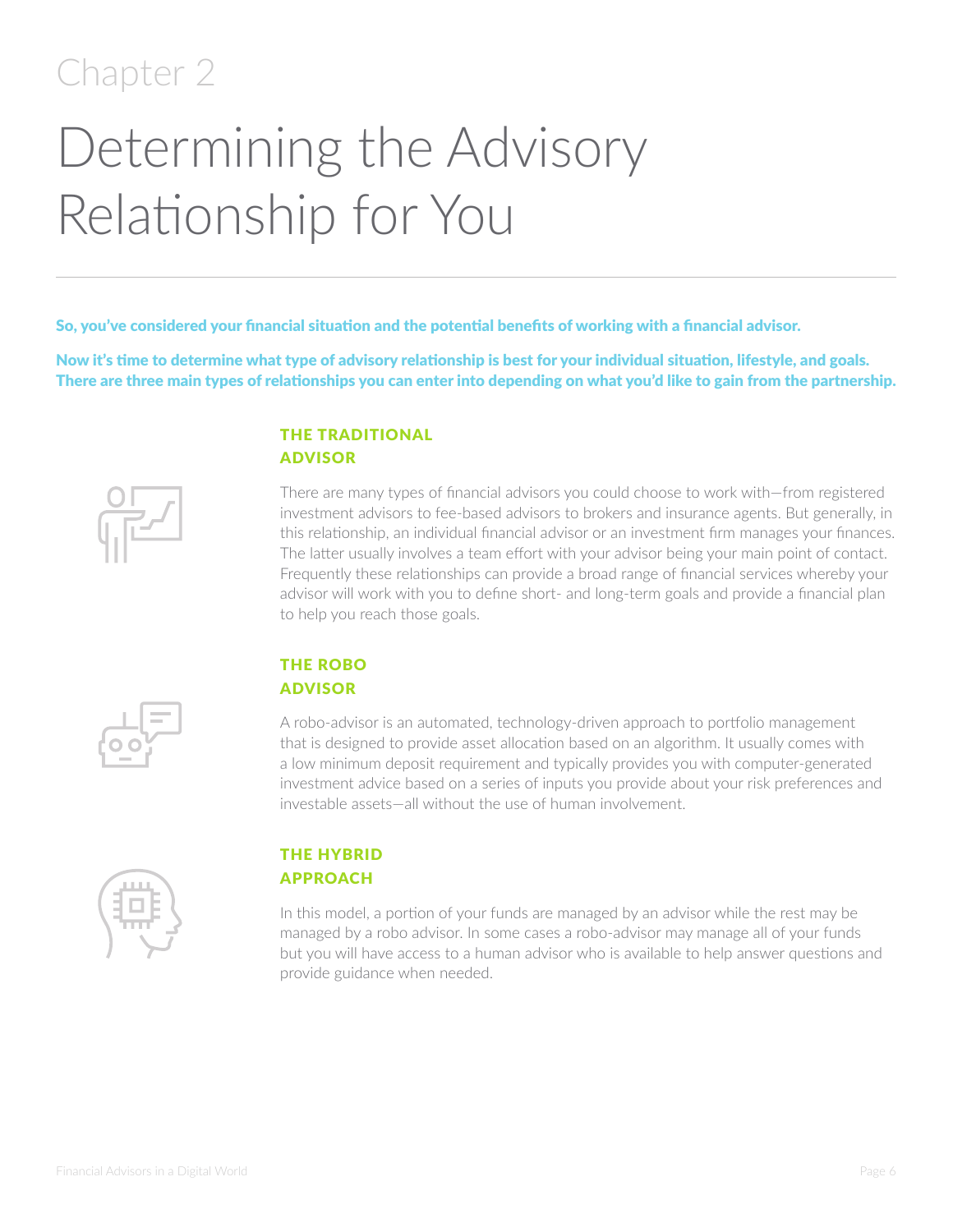Chapter 2

# Determining the Advisory Relationship for You

**So, you've considered your financial situation and the potential benefits of working with a financial advisor.**

**Now it's time to determine what type of advisory relationship is best for your individual situation, lifestyle, and goals. There are three main types of relationships you can enter into depending on what you'd like to gain from the partnership.**

### THE TRADITIONAL ADVISOR

There are many types of financial advisors you could choose to work with—from registered investment advisors to fee-based advisors to brokers and insurance agents. But generally, in this relationship, an individual financial advisor or an investment firm manages your finances. The latter usually involves a team effort with your advisor being your main point of contact. Frequently these relationships can provide a broad range of financial services whereby your advisor will work with you to define short- and long-term goals and provide a financial plan to help you reach those goals.

### THE ROBO ADVISOR

A robo-advisor is an automated, technology-driven approach to portfolio management that is designed to provide asset allocation based on an algorithm. It usually comes with a low minimum deposit requirement and typically provides you with computer-generated investment advice based on a series of inputs you provide about your risk preferences and investable assets—all without the use of human involvement.

### THE HYBRID APPROACH

In this model, a portion of your funds are managed by an advisor while the rest may be managed by a robo advisor. In some cases a robo-advisor may manage all of your funds but you will have access to a human advisor who is available to help answer questions and provide guidance when needed.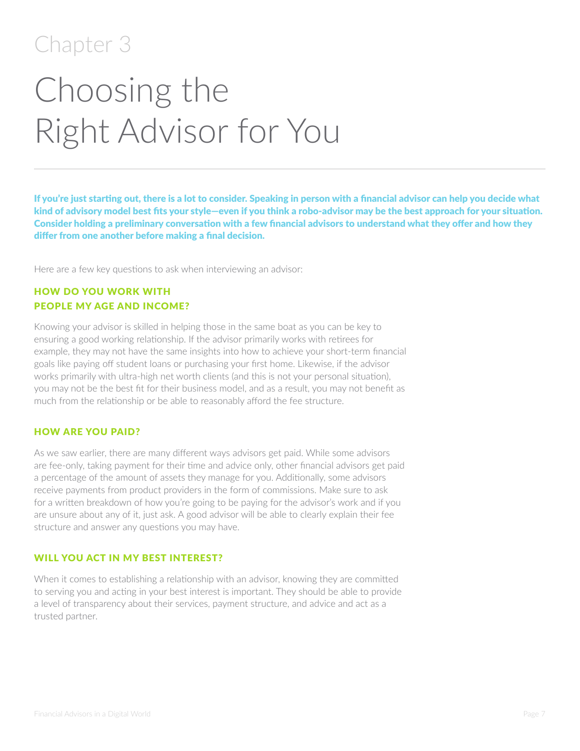Chapter 3

# Choosing the Right Advisor for You

**If you're just starting out, there is a lot to consider. Speaking in person with a financial advisor can help you decide what kind of advisory model best fits your style—even if you think a robo-advisor may be the best approach for your situation. Consider holding a preliminary conversation with a few financial advisors to understand what they offer and how they differ from one another before making a final decision.**

Here are a few key questions to ask when interviewing an advisor:

### HOW DO YOU WORK WITH PEOPLE MY AGE AND INCOME?

Knowing your advisor is skilled in helping those in the same boat as you can be key to ensuring a good working relationship. If the advisor primarily works with retirees for example, they may not have the same insights into how to achieve your short-term financial goals like paying off student loans or purchasing your first home. Likewise, if the advisor works primarily with ultra-high net worth clients (and this is not your personal situation), you may not be the best fit for their business model, and as a result, you may not benefit as much from the relationship or be able to reasonably afford the fee structure.

### HOW ARE YOU PAID?

As we saw earlier, there are many different ways advisors get paid. While some advisors are fee-only, taking payment for their time and advice only, other financial advisors get paid a percentage of the amount of assets they manage for you. Additionally, some advisors receive payments from product providers in the form of commissions. Make sure to ask for a written breakdown of how you're going to be paying for the advisor's work and if you are unsure about any of it, just ask. A good advisor will be able to clearly explain their fee structure and answer any questions you may have.

### WILL YOU ACT IN MY BEST INTEREST?

When it comes to establishing a relationship with an advisor, knowing they are committed to serving you and acting in your best interest is important. They should be able to provide a level of transparency about their services, payment structure, and advice and act as a trusted partner.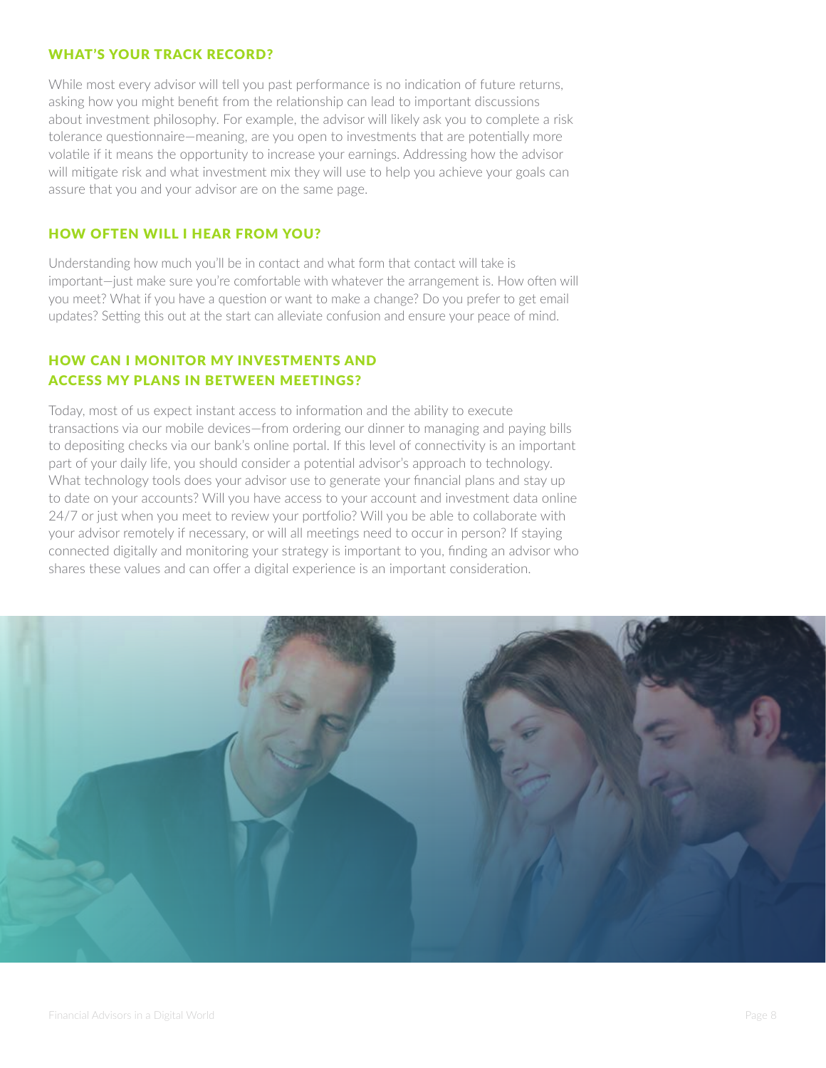## WHAT'S YOUR TRACK RECORD?

While most every advisor will tell you past performance is no indication of future returns, asking how you might benefit from the relationship can lead to important discussions about investment philosophy. For example, the advisor will likely ask you to complete a risk tolerance questionnaire—meaning, are you open to investments that are potentially more volatile if it means the opportunity to increase your earnings. Addressing how the advisor will mitigate risk and what investment mix they will use to help you achieve your goals can assure that you and your advisor are on the same page.

## HOW OFTEN WILL I HEAR FROM YOU?

Understanding how much you'll be in contact and what form that contact will take is important—just make sure you're comfortable with whatever the arrangement is. How often will you meet? What if you have a question or want to make a change? Do you prefer to get email updates? Setting this out at the start can alleviate confusion and ensure your peace of mind.

## HOW CAN I MONITOR MY INVESTMENTS AND ACCESS MY PLANS IN BETWEEN MEETINGS?

Today, most of us expect instant access to information and the ability to execute transactions via our mobile devices—from ordering our dinner to managing and paying bills to depositing checks via our bank's online portal. If this level of connectivity is an important part of your daily life, you should consider a potential advisor's approach to technology. What technology tools does your advisor use to generate your financial plans and stay up to date on your accounts? Will you have access to your account and investment data online 24/7 or just when you meet to review your portfolio? Will you be able to collaborate with your advisor remotely if necessary, or will all meetings need to occur in person? If staying connected digitally and monitoring your strategy is important to you, finding an advisor who shares these values and can offer a digital experience is an important consideration.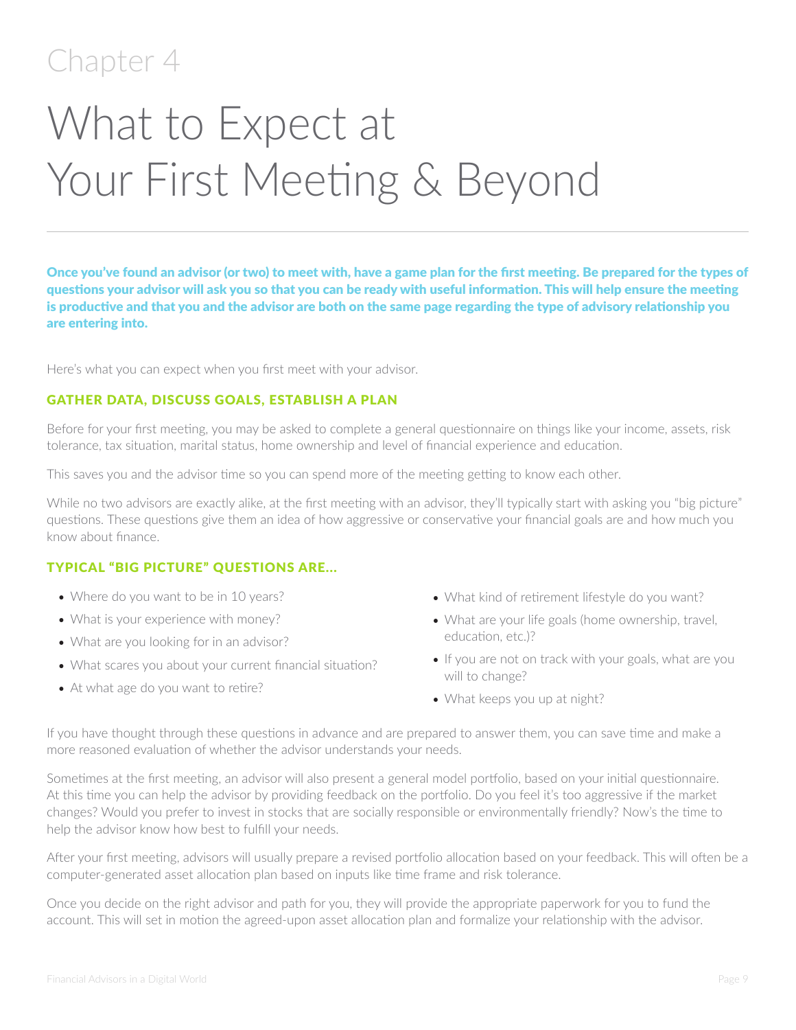Chapter 4

# What to Expect at Your First Meeting & Beyond

**Once you've found an advisor (or two) to meet with, have a game plan for the first meeting. Be prepared for the types of questions your advisor will ask you so that you can be ready with useful information. This will help ensure the meeting is productive and that you and the advisor are both on the same page regarding the type of advisory relationship you are entering into.**

Here's what you can expect when you first meet with your advisor.

### GATHER DATA, DISCUSS GOALS, ESTABLISH A PLAN

Before for your first meeting, you may be asked to complete a general questionnaire on things like your income, assets, risk tolerance, tax situation, marital status, home ownership and level of financial experience and education.

This saves you and the advisor time so you can spend more of the meeting getting to know each other.

While no two advisors are exactly alike, at the first meeting with an advisor, they'll typically start with asking you "big picture" questions. These questions give them an idea of how aggressive or conservative your financial goals are and how much you know about finance.

### TYPICAL "BIG PICTURE" QUESTIONS ARE...

- Where do you want to be in 10 years?
- What is your experience with money?
- What are you looking for in an advisor?
- What scares you about your current financial situation?
- At what age do you want to retire?
- What kind of retirement lifestyle do you want?
- What are your life goals (home ownership, travel, education, etc.)?
- If you are not on track with your goals, what are you will to change?
- What keeps you up at night?

If you have thought through these questions in advance and are prepared to answer them, you can save time and make a more reasoned evaluation of whether the advisor understands your needs.

Sometimes at the first meeting, an advisor will also present a general model portfolio, based on your initial questionnaire. At this time you can help the advisor by providing feedback on the portfolio. Do you feel it's too aggressive if the market changes? Would you prefer to invest in stocks that are socially responsible or environmentally friendly? Now's the time to help the advisor know how best to fulfill your needs.

After your first meeting, advisors will usually prepare a revised portfolio allocation based on your feedback. This will often be a computer-generated asset allocation plan based on inputs like time frame and risk tolerance.

Once you decide on the right advisor and path for you, they will provide the appropriate paperwork for you to fund the account. This will set in motion the agreed-upon asset allocation plan and formalize your relationship with the advisor.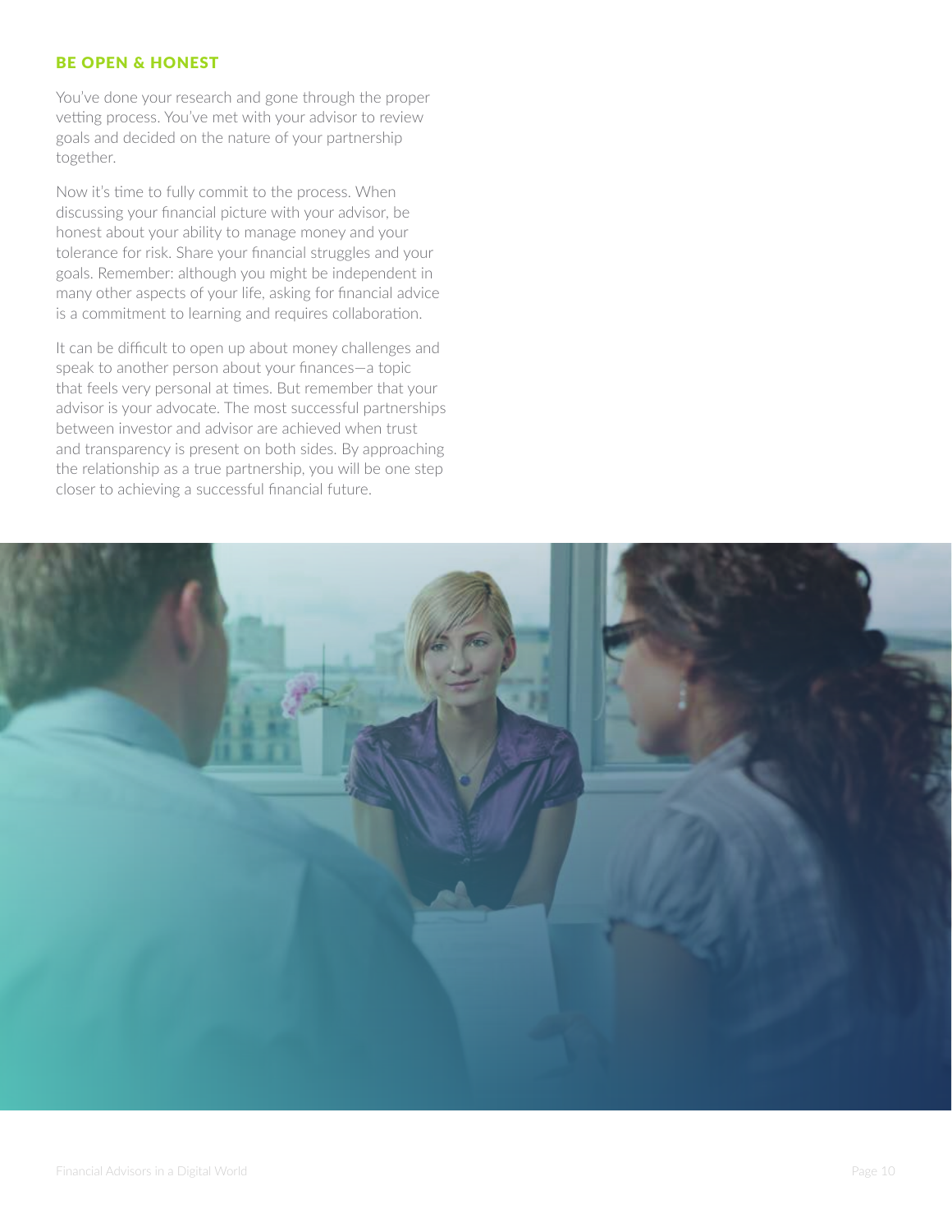## BE OPEN & HONEST

You've done your research and gone through the proper vetting process. You've met with your advisor to review goals and decided on the nature of your partnership together.

Now it's time to fully commit to the process. When discussing your financial picture with your advisor, be honest about your ability to manage money and your tolerance for risk. Share your financial struggles and your goals. Remember: although you might be independent in many other aspects of your life, asking for financial advice is a commitment to learning and requires collaboration.

It can be difficult to open up about money challenges and speak to another person about your finances—a topic that feels very personal at times. But remember that your advisor is your advocate. The most successful partnerships between investor and advisor are achieved when trust and transparency is present on both sides. By approaching the relationship as a true partnership, you will be one step closer to achieving a successful financial future.